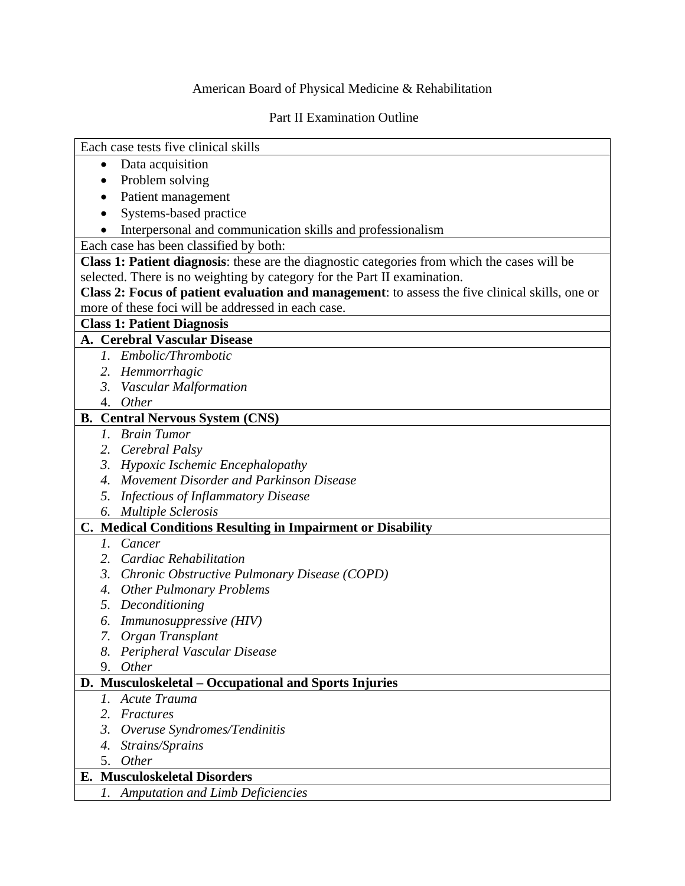American Board of Physical Medicine & Rehabilitation

Part II Examination Outline

Each case tests five clinical skills

- Data acquisition
- Problem solving
- Patient management
- Systems-based practice
- Interpersonal and communication skills and professionalism

Each case has been classified by both:

**Class 1: Patient diagnosis**: these are the diagnostic categories from which the cases will be selected. There is no weighting by category for the Part II examination.

**Class 2: Focus of patient evaluation and management**: to assess the five clinical skills, one or more of these foci will be addressed in each case.

**Class 1: Patient Diagnosis**

**A. Cerebral Vascular Disease**

1. *Embolic/Thrombotic*
2. *Hemmorrhagic*
3. *Vascular Malformation*
4. *Other*

**B. Central Nervous System (CNS)**

1. *Brain Tumor*
2. *Cerebral Palsy*
3. *Hypoxic Ischemic Encephalopathy*
4. *Movement Disorder and Parkinson Disease*
5. *Infectious of Inflammatory Disease*
6. *Multiple Sclerosis*

**C. Medical Conditions Resulting in Impairment or Disability**

1. *Cancer*
2. *Cardiac Rehabilitation*
3. *Chronic Obstructive Pulmonary Disease (COPD)*
4. *Other Pulmonary Problems*
5. *Deconditioning*
6. *Immunosuppressive (HIV)*
7. *Organ Transplant*
8. *Peripheral Vascular Disease*
9. *Other*

**D. Musculoskeletal – Occupational and Sports Injuries**

1. *Acute Trauma*
2. *Fractures*
3. *Overuse Syndromes/Tendinitis*
4. *Strains/Sprains*
5. *Other*

**E. Musculoskeletal Disorders**

1. *Amputation and Limb Deficiencies*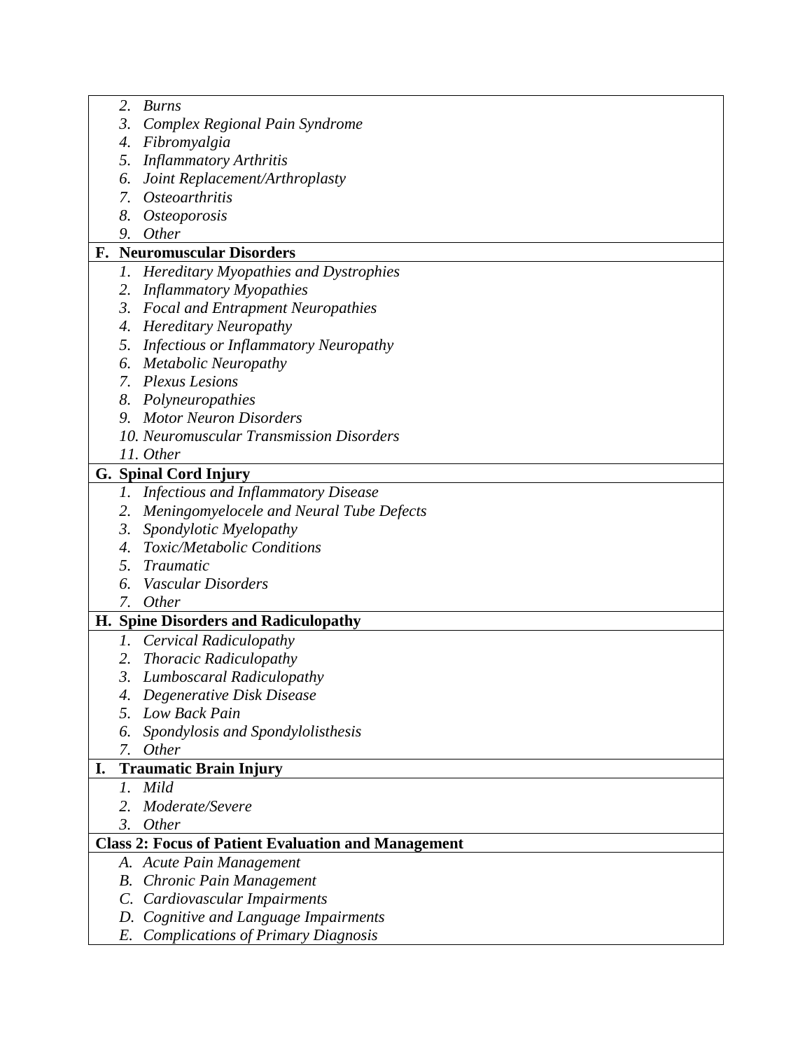2. *Burns*
3. *Complex Regional Pain Syndrome*
4. *Fibromyalgia*
5. *Inflammatory Arthritis*
6. *Joint Replacement/Arthroplasty*
7. *Osteoarthritis*
8. *Osteoporosis*
9. *Other*

**F. Neuromuscular Disorders**

1. *Hereditary Myopathies and Dystrophies*
2. *Inflammatory Myopathies*
3. *Focal and Entrapment Neuropathies*
4. *Hereditary Neuropathy*
5. *Infectious or Inflammatory Neuropathy*
6. *Metabolic Neuropathy*
7. *Plexus Lesions*
8. *Polyneuropathies*
9. *Motor Neuron Disorders*
10. *Neuromuscular Transmission Disorders*
11. *Other*

**G. Spinal Cord Injury**

1. *Infectious and Inflammatory Disease*
2. *Meningomyelocele and Neural Tube Defects*
3. *Spondylotic Myelopathy*
4. *Toxic/Metabolic Conditions*
5. *Traumatic*
6. *Vascular Disorders*
7. *Other*

**H. Spine Disorders and Radiculopathy**

1. *Cervical Radiculopathy*
2. *Thoracic Radiculopathy*
3. *Lumboscaral Radiculopathy*
4. *Degenerative Disk Disease*
5. *Low Back Pain*
6. *Spondylosis and Spondylolisthesis*
7. *Other*

**I. Traumatic Brain Injury**

1. *Mild*
2. *Moderate/Severe*
3. *Other*

**Class 2: Focus of Patient Evaluation and Management**

A. *Acute Pain Management*
B. *Chronic Pain Management*
C. *Cardiovascular Impairments*
D. *Cognitive and Language Impairments*
E. *Complications of Primary Diagnosis*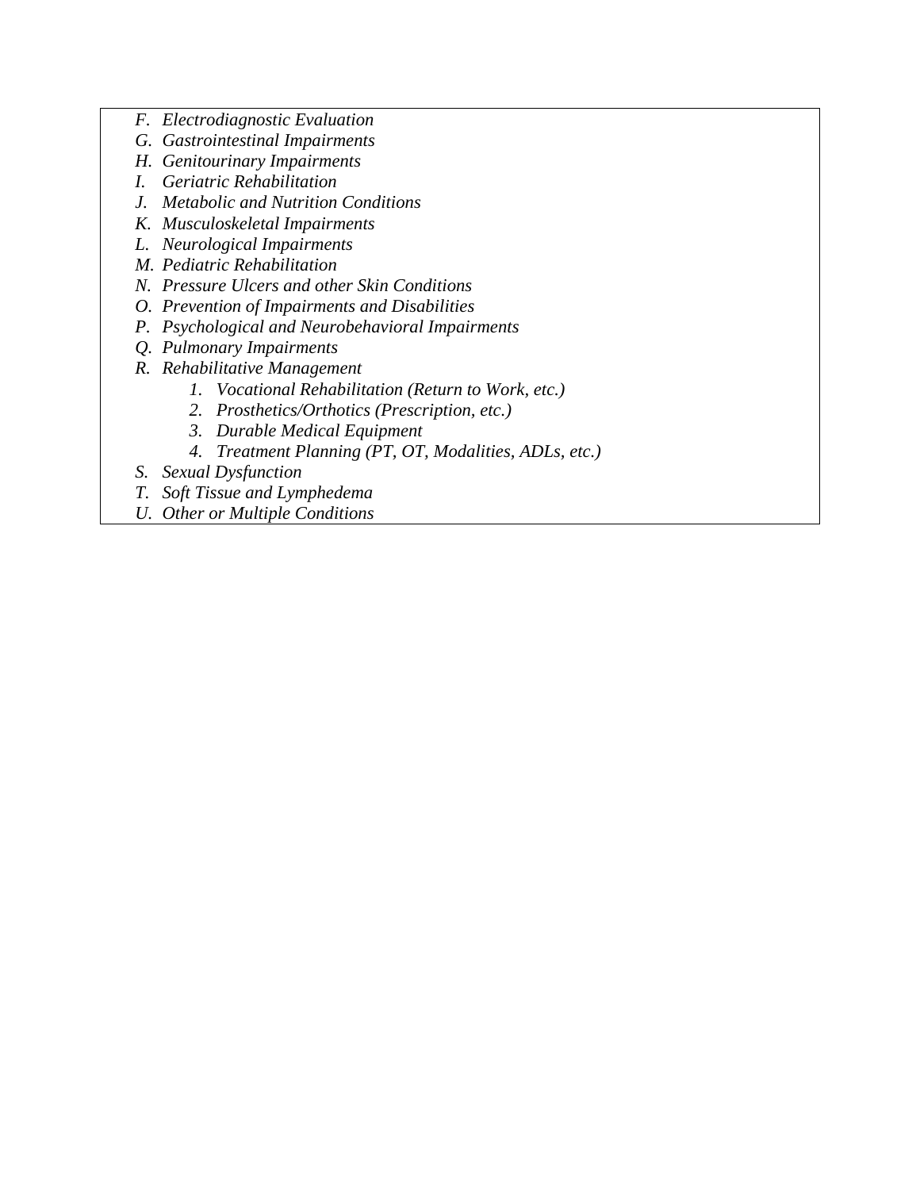*F. Electrodiagnostic Evaluation*
*G. Gastrointestinal Impairments*
*H. Genitourinary Impairments*
*I. Geriatric Rehabilitation*
*J. Metabolic and Nutrition Conditions*
*K. Musculoskeletal Impairments*
*L. Neurological Impairments*
*M. Pediatric Rehabilitation*
*N. Pressure Ulcers and other Skin Conditions*
*O. Prevention of Impairments and Disabilities*
*P. Psychological and Neurobehavioral Impairments*
*Q. Pulmonary Impairments*
*R. Rehabilitative Management*
   1. *Vocational Rehabilitation (Return to Work, etc.)*
   2. *Prosthetics/Orthotics (Prescription, etc.)*
   3. *Durable Medical Equipment*
   4. *Treatment Planning (PT, OT, Modalities, ADLs, etc.)*

*S. Sexual Dysfunction*
*T. Soft Tissue and Lymphedema*
*U. Other or Multiple Conditions*